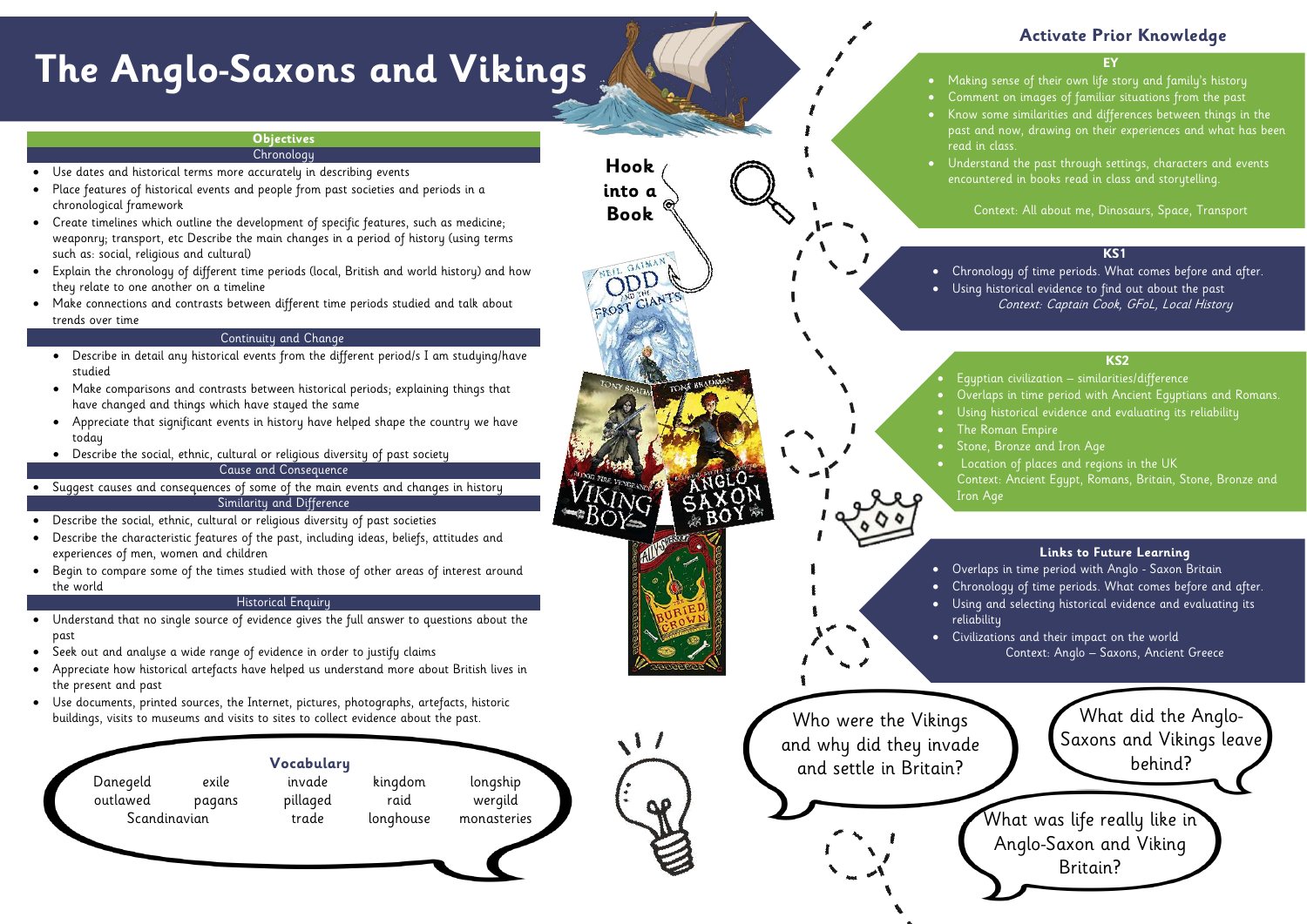# The Anglo-Saxons and Vikings

## Objectives

### Chronology

- Use dates and historical terms more accurately in describing events
- Place features of historical events and people from past societies and periods in a chronological framework
- Create timelines which outline the development of specific features, such as medicine; weaponry; transport, etc Describe the main changes in a period of history (using terms such as: social, religious and cultural)
- Explain the chronology of different time periods (local, British and world history) and how they relate to one another on a timeline
- Make connections and contrasts between different time periods studied and talk about trends over time

### Continuity and Change

- Describe in detail any historical events from the different period/s I am studying/have studied
- Make comparisons and contrasts between historical periods; explaining things that have changed and things which have stayed the same
- Appreciate that significant events in history have helped shape the country we have today
- Describe the social, ethnic, cultural or religious diversity of past society

### Cause and Consequence

- Suggest causes and consequences of some of the main events and changes in history

### Similarity and Difference

- Describe the social, ethnic, cultural or religious diversity of past societies
- Describe the characteristic features of the past, including ideas, beliefs, attitudes and experiences of men, women and children
- Begin to compare some of the times studied with those of other areas of interest around the world

### Historical Enquiry

- Understand that no single source of evidence gives the full answer to questions about the past
- Seek out and analyse a wide range of evidence in order to justify claims
- Appreciate how historical artefacts have helped us understand more about British lives in the present and past
- Use documents, printed sources, the Internet, pictures, photographs, artefacts, historic buildings, visits to museums and visits to sites to collect evidence about the past.

## Vocabulary

Danegeld, exile, invade, kingdom, longship, outlawed, pagans, pillaged, raid, wergild, Scandinavian, trade, longhouse, monasteries

## Hook into a Book

- Odd and the Frost Giants – Neil Gaiman
- Viking Boy – Tony Bradman
- Anglo-Saxon Boy – Tony Bradman
- The Buried Crown – Ally Sherrick

## Activate Prior Knowledge

### EY

- Making sense of their own life story and family's history
- Comment on images of familiar situations from the past
- Know some similarities and differences between things in the past and now, drawing on their experiences and what has been read in class.
- Understand the past through settings, characters and events encountered in books read in class and storytelling.

Context: All about me, Dinosaurs, Space, Transport

### KS1

- Chronology of time periods. What comes before and after.
- Using historical evidence to find out about the past

*Context: Captain Cook, GFoL, Local History*

### KS2

- Egyptian civilization – similarities/difference
- Overlaps in time period with Ancient Egyptians and Romans.
- Using historical evidence and evaluating its reliability
- The Roman Empire
- Stone, Bronze and Iron Age
- Location of places and regions in the UK

Context: Ancient Egypt, Romans, Britain, Stone, Bronze and Iron Age

### Links to Future Learning

- Overlaps in time period with Anglo - Saxon Britain
- Chronology of time periods. What comes before and after.
- Using and selecting historical evidence and evaluating its reliability
- Civilizations and their impact on the world

Context: Anglo – Saxons, Ancient Greece

## Key Questions

- Who were the Vikings and why did they invade and settle in Britain?
- What did the Anglo-Saxons and Vikings leave behind?
- What was life really like in Anglo-Saxon and Viking Britain?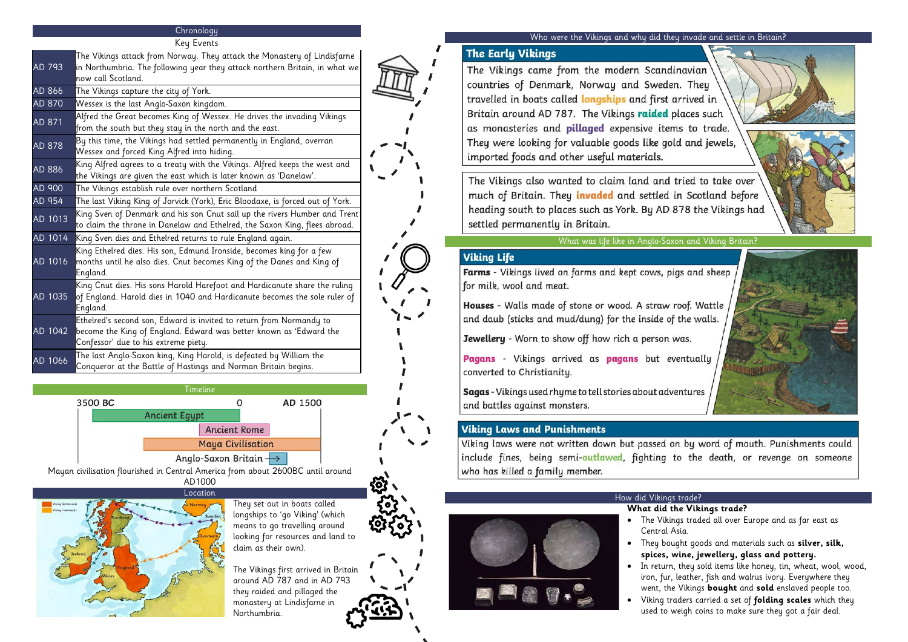## Chronology

### Key Events

| | |
|---|---|
| AD 793 | The Vikings attack from Norway. They attack the Monastery of Lindisfarne in Northumbria. The following year they attack northern Britain, in what we now call Scotland. |
| AD 866 | The Vikings capture the city of York. |
| AD 870 | Wessex is the last Anglo-Saxon kingdom. |
| AD 871 | Alfred the Great becomes King of Wessex. He drives the invading Vikings from the south but they stay in the north and the east. |
| AD 878 | By this time, the Vikings had settled permanently in England, overran Wessex and forced King Alfred into hiding. |
| AD 886 | King Alfred agrees to a treaty with the Vikings. Alfred keeps the west and the Vikings are given the east which is later known as 'Danelaw'. |
| AD 900 | The Vikings establish rule over northern Scotland |
| AD 954 | The last Viking King of Jorvick (York), Eric Bloodaxe, is forced out of York. |
| AD 1013 | King Sven of Denmark and his son Cnut sail up the rivers Humber and Trent to claim the throne in Danelaw and Ethelred, the Saxon King, flees abroad. |
| AD 1014 | King Sven dies and Ethelred returns to rule England again. |
| AD 1016 | King Ethelred dies. His son, Edmund Ironside, becomes king for a few months until he also dies. Cnut becomes King of the Danes and King of England. |
| AD 1035 | King Cnut dies. His sons Harold Harefoot and Hardicanute share the ruling of England. Harold dies in 1040 and Hardicanute becomes the sole ruler of England. |
| AD 1042 | Ethelred's second son, Edward is invited to return from Normandy to become the King of England. Edward was better known as 'Edward the Confessor' due to his extreme piety. |
| AD 1066 | The last Anglo-Saxon king, King Harold, is defeated by William the Conqueror at the Battle of Hastings and Norman Britain begins. |

## Timeline

3500 BC — 0 — AD 1500

- Ancient Egypt
- Ancient Rome
- Maya Civilisation
- Anglo-Saxon Britain →

Mayan civilisation flourished in Central America from about 2600BC until around AD1000

## Location

They set out in boats called longships to 'go Viking' (which means to go travelling around looking for resources and land to claim as their own).

The Vikings first arrived in Britain around AD 787 and in AD 793 they raided and pillaged the monastery at Lindisfarne in Northumbria.

## Who were the Vikings and why did they invade and settle in Britain?

### The Early Vikings

The Vikings came from the modern Scandinavian countries of Denmark, Norway and Sweden. They travelled in boats called **longships** and first arrived in Britain around AD 787. The Vikings **raided** places such as monasteries and **pillaged** expensive items to trade. They were looking for valuable goods like gold and jewels, imported foods and other useful materials.

The Vikings also wanted to claim land and tried to take over much of Britain. They **invaded** and settled in Scotland before heading south to places such as York. By AD 878 the Vikings had settled permanently in Britain.

## What was life like in Anglo-Saxon and Viking Britain?

### Viking Life

**Farms** - Vikings lived on farms and kept cows, pigs and sheep for milk, wool and meat.

**Houses** - Walls made of stone or wood. A straw roof. Wattle and daub (sticks and mud/dung) for the inside of the walls.

**Jewellery** - Worn to show off how rich a person was.

**Pagans** - Vikings arrived as **pagans** but eventually converted to Christianity.

**Sagas** - Vikings used rhyme to tell stories about adventures and battles against monsters.

### Viking Laws and Punishments

Viking laws were not written down but passed on by word of mouth. Punishments could include fines, being semi-**outlawed**, fighting to the death, or revenge on someone who has killed a family member.

## How did Vikings trade?

**What did the Vikings trade?**

- The Vikings traded all over Europe and as far east as Central Asia.
- They bought goods and materials such as **silver, silk, spices, wine, jewellery, glass and pottery.**
- In return, they sold items like honey, tin, wheat, wool, wood, iron, fur, leather, fish and walrus ivory. Everywhere they went, the Vikings **bought** and **sold** enslaved people too.
- Viking traders carried a set of **folding scales** which they used to weigh coins to make sure they got a fair deal.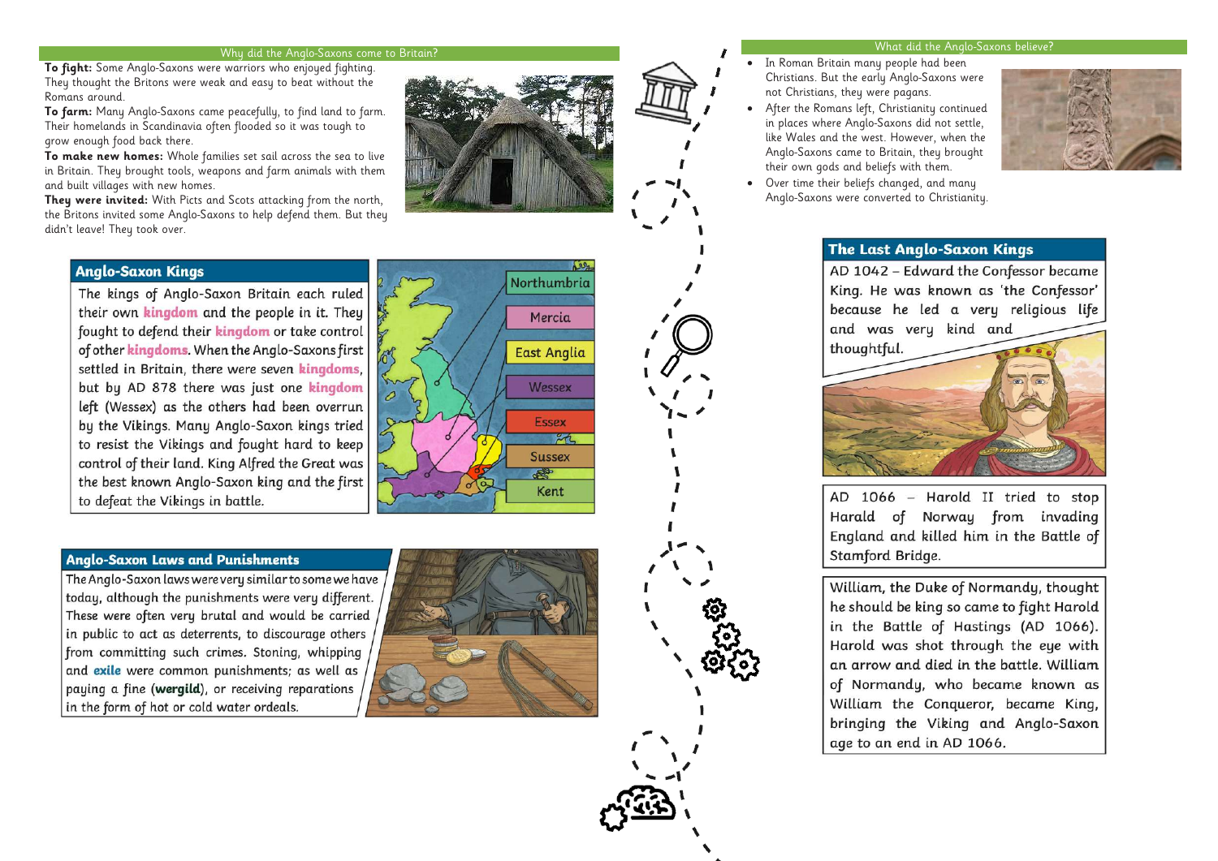## Why did the Anglo-Saxons come to Britain?

**To fight:** Some Anglo-Saxons were warriors who enjoyed fighting. They thought the Britons were weak and easy to beat without the Romans around.

**To farm:** Many Anglo-Saxons came peacefully, to find land to farm. Their homelands in Scandinavia often flooded so it was tough to grow enough food back there.

**To make new homes:** Whole families set sail across the sea to live in Britain. They brought tools, weapons and farm animals with them and built villages with new homes.

**They were invited:** With Picts and Scots attacking from the north, the Britons invited some Anglo-Saxons to help defend them. But they didn't leave! They took over.

## Anglo-Saxon Kings

The kings of Anglo-Saxon Britain each ruled their own **kingdom** and the people in it. They fought to defend their **kingdom** or take control of other **kingdoms**. When the Anglo-Saxons first settled in Britain, there were seven **kingdoms**, but by AD 878 there was just one **kingdom** left (Wessex) as the others had been overrun by the Vikings. Many Anglo-Saxon kings tried to resist the Vikings and fought hard to keep control of their land. King Alfred the Great was the best known Anglo-Saxon king and the first to defeat the Vikings in battle.

Northumbria
Mercia
East Anglia
Wessex
Essex
Sussex
Kent

## Anglo-Saxon Laws and Punishments

The Anglo-Saxon laws were very similar to some we have today, although the punishments were very different. These were often very brutal and would be carried in public to act as deterrents, to discourage others from committing such crimes. Stoning, whipping and **exile** were common punishments; as well as paying a fine (**wergild**), or receiving reparations in the form of hot or cold water ordeals.

## What did the Anglo-Saxons believe?

- In Roman Britain many people had been Christians. But the early Anglo-Saxons were not Christians, they were pagans.
- After the Romans left, Christianity continued in places where Anglo-Saxons did not settle, like Wales and the west. However, when the Anglo-Saxons came to Britain, they brought their own gods and beliefs with them.
- Over time their beliefs changed, and many Anglo-Saxons were converted to Christianity.

## The Last Anglo-Saxon Kings

AD 1042 – Edward the Confessor became King. He was known as 'the Confessor' because he led a very religious life and was very kind and thoughtful.

AD 1066 – Harold II tried to stop Harald of Norway from invading England and killed him in the Battle of Stamford Bridge.

William, the Duke of Normandy, thought he should be king so came to fight Harold in the Battle of Hastings (AD 1066). Harold was shot through the eye with an arrow and died in the battle. William of Normandy, who became known as William the Conqueror, became King, bringing the Viking and Anglo-Saxon age to an end in AD 1066.